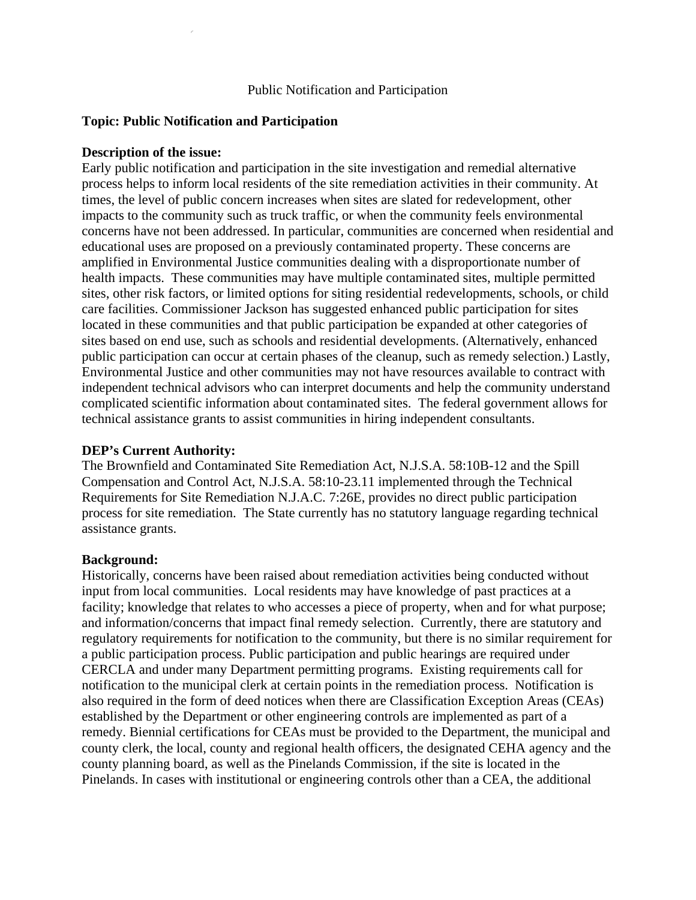Public Notification and Participation

**Topic: Public Notification and Participation**

**Description of the issue:**
Early public notification and participation in the site investigation and remedial alternative process helps to inform local residents of the site remediation activities in their community. At times, the level of public concern increases when sites are slated for redevelopment, other impacts to the community such as truck traffic, or when the community feels environmental concerns have not been addressed. In particular, communities are concerned when residential and educational uses are proposed on a previously contaminated property. These concerns are amplified in Environmental Justice communities dealing with a disproportionate number of health impacts. These communities may have multiple contaminated sites, multiple permitted sites, other risk factors, or limited options for siting residential redevelopments, schools, or child care facilities. Commissioner Jackson has suggested enhanced public participation for sites located in these communities and that public participation be expanded at other categories of sites based on end use, such as schools and residential developments. (Alternatively, enhanced public participation can occur at certain phases of the cleanup, such as remedy selection.) Lastly, Environmental Justice and other communities may not have resources available to contract with independent technical advisors who can interpret documents and help the community understand complicated scientific information about contaminated sites. The federal government allows for technical assistance grants to assist communities in hiring independent consultants.

**DEP's Current Authority:**
The Brownfield and Contaminated Site Remediation Act, N.J.S.A. 58:10B-12 and the Spill Compensation and Control Act, N.J.S.A. 58:10-23.11 implemented through the Technical Requirements for Site Remediation N.J.A.C. 7:26E, provides no direct public participation process for site remediation. The State currently has no statutory language regarding technical assistance grants.

**Background:**
Historically, concerns have been raised about remediation activities being conducted without input from local communities. Local residents may have knowledge of past practices at a facility; knowledge that relates to who accesses a piece of property, when and for what purpose; and information/concerns that impact final remedy selection. Currently, there are statutory and regulatory requirements for notification to the community, but there is no similar requirement for a public participation process. Public participation and public hearings are required under CERCLA and under many Department permitting programs. Existing requirements call for notification to the municipal clerk at certain points in the remediation process. Notification is also required in the form of deed notices when there are Classification Exception Areas (CEAs) established by the Department or other engineering controls are implemented as part of a remedy. Biennial certifications for CEAs must be provided to the Department, the municipal and county clerk, the local, county and regional health officers, the designated CEHA agency and the county planning board, as well as the Pinelands Commission, if the site is located in the Pinelands. In cases with institutional or engineering controls other than a CEA, the additional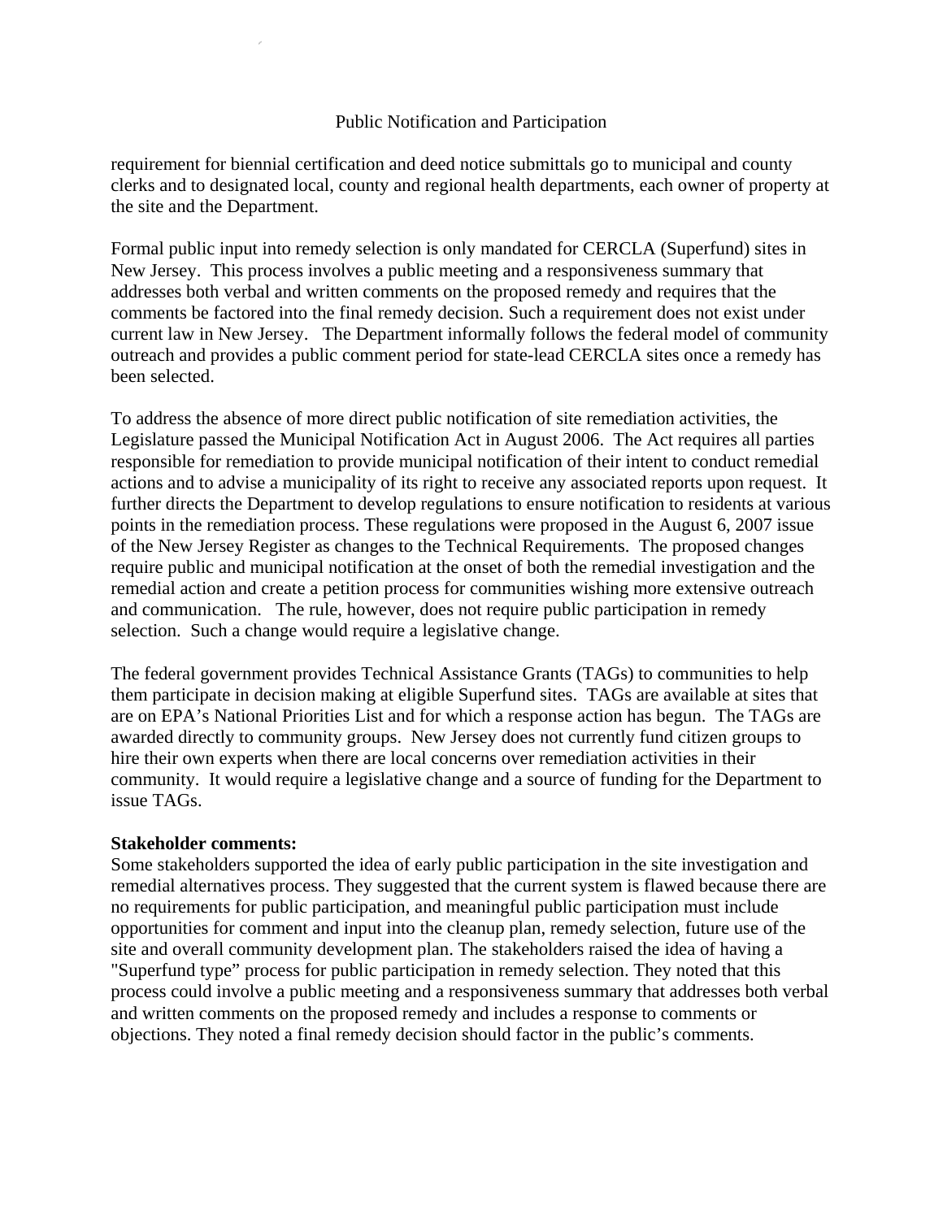Public Notification and Participation

requirement for biennial certification and deed notice submittals go to municipal and county clerks and to designated local, county and regional health departments, each owner of property at the site and the Department.

Formal public input into remedy selection is only mandated for CERCLA (Superfund) sites in New Jersey. This process involves a public meeting and a responsiveness summary that addresses both verbal and written comments on the proposed remedy and requires that the comments be factored into the final remedy decision. Such a requirement does not exist under current law in New Jersey. The Department informally follows the federal model of community outreach and provides a public comment period for state-lead CERCLA sites once a remedy has been selected.

To address the absence of more direct public notification of site remediation activities, the Legislature passed the Municipal Notification Act in August 2006. The Act requires all parties responsible for remediation to provide municipal notification of their intent to conduct remedial actions and to advise a municipality of its right to receive any associated reports upon request. It further directs the Department to develop regulations to ensure notification to residents at various points in the remediation process. These regulations were proposed in the August 6, 2007 issue of the New Jersey Register as changes to the Technical Requirements. The proposed changes require public and municipal notification at the onset of both the remedial investigation and the remedial action and create a petition process for communities wishing more extensive outreach and communication. The rule, however, does not require public participation in remedy selection. Such a change would require a legislative change.

The federal government provides Technical Assistance Grants (TAGs) to communities to help them participate in decision making at eligible Superfund sites. TAGs are available at sites that are on EPA's National Priorities List and for which a response action has begun. The TAGs are awarded directly to community groups. New Jersey does not currently fund citizen groups to hire their own experts when there are local concerns over remediation activities in their community. It would require a legislative change and a source of funding for the Department to issue TAGs.

**Stakeholder comments:**
Some stakeholders supported the idea of early public participation in the site investigation and remedial alternatives process. They suggested that the current system is flawed because there are no requirements for public participation, and meaningful public participation must include opportunities for comment and input into the cleanup plan, remedy selection, future use of the site and overall community development plan. The stakeholders raised the idea of having a "Superfund type" process for public participation in remedy selection. They noted that this process could involve a public meeting and a responsiveness summary that addresses both verbal and written comments on the proposed remedy and includes a response to comments or objections. They noted a final remedy decision should factor in the public's comments.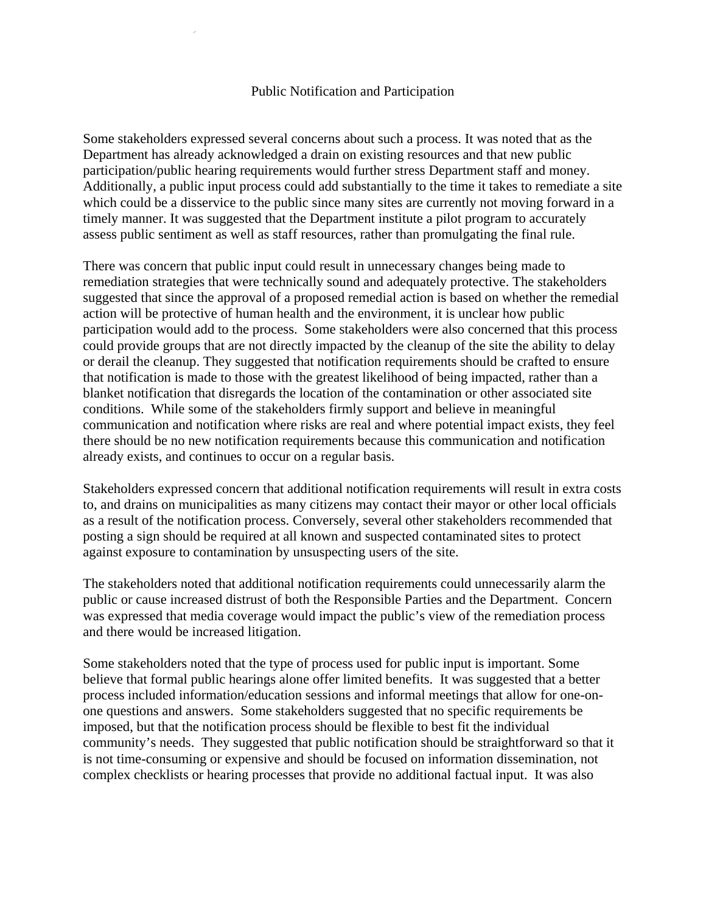## Public Notification and Participation

Some stakeholders expressed several concerns about such a process. It was noted that as the Department has already acknowledged a drain on existing resources and that new public participation/public hearing requirements would further stress Department staff and money. Additionally, a public input process could add substantially to the time it takes to remediate a site which could be a disservice to the public since many sites are currently not moving forward in a timely manner. It was suggested that the Department institute a pilot program to accurately assess public sentiment as well as staff resources, rather than promulgating the final rule.

There was concern that public input could result in unnecessary changes being made to remediation strategies that were technically sound and adequately protective. The stakeholders suggested that since the approval of a proposed remedial action is based on whether the remedial action will be protective of human health and the environment, it is unclear how public participation would add to the process. Some stakeholders were also concerned that this process could provide groups that are not directly impacted by the cleanup of the site the ability to delay or derail the cleanup. They suggested that notification requirements should be crafted to ensure that notification is made to those with the greatest likelihood of being impacted, rather than a blanket notification that disregards the location of the contamination or other associated site conditions. While some of the stakeholders firmly support and believe in meaningful communication and notification where risks are real and where potential impact exists, they feel there should be no new notification requirements because this communication and notification already exists, and continues to occur on a regular basis.

Stakeholders expressed concern that additional notification requirements will result in extra costs to, and drains on municipalities as many citizens may contact their mayor or other local officials as a result of the notification process. Conversely, several other stakeholders recommended that posting a sign should be required at all known and suspected contaminated sites to protect against exposure to contamination by unsuspecting users of the site.

The stakeholders noted that additional notification requirements could unnecessarily alarm the public or cause increased distrust of both the Responsible Parties and the Department. Concern was expressed that media coverage would impact the public's view of the remediation process and there would be increased litigation.

Some stakeholders noted that the type of process used for public input is important. Some believe that formal public hearings alone offer limited benefits. It was suggested that a better process included information/education sessions and informal meetings that allow for one-on-one questions and answers. Some stakeholders suggested that no specific requirements be imposed, but that the notification process should be flexible to best fit the individual community's needs. They suggested that public notification should be straightforward so that it is not time-consuming or expensive and should be focused on information dissemination, not complex checklists or hearing processes that provide no additional factual input. It was also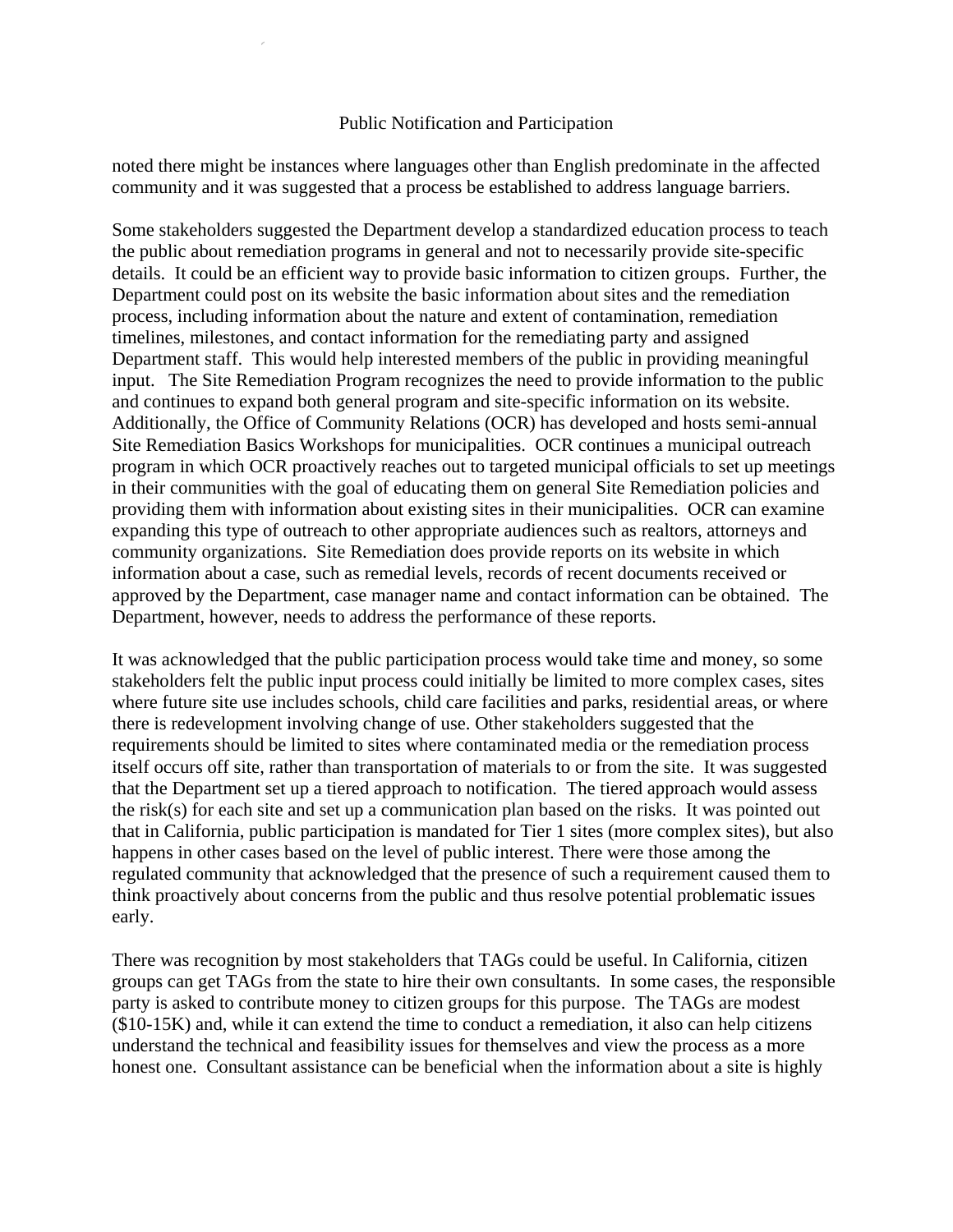noted there might be instances where languages other than English predominate in the affected community and it was suggested that a process be established to address language barriers.

Some stakeholders suggested the Department develop a standardized education process to teach the public about remediation programs in general and not to necessarily provide site-specific details. It could be an efficient way to provide basic information to citizen groups. Further, the Department could post on its website the basic information about sites and the remediation process, including information about the nature and extent of contamination, remediation timelines, milestones, and contact information for the remediating party and assigned Department staff. This would help interested members of the public in providing meaningful input. The Site Remediation Program recognizes the need to provide information to the public and continues to expand both general program and site-specific information on its website. Additionally, the Office of Community Relations (OCR) has developed and hosts semi-annual Site Remediation Basics Workshops for municipalities. OCR continues a municipal outreach program in which OCR proactively reaches out to targeted municipal officials to set up meetings in their communities with the goal of educating them on general Site Remediation policies and providing them with information about existing sites in their municipalities. OCR can examine expanding this type of outreach to other appropriate audiences such as realtors, attorneys and community organizations. Site Remediation does provide reports on its website in which information about a case, such as remedial levels, records of recent documents received or approved by the Department, case manager name and contact information can be obtained. The Department, however, needs to address the performance of these reports.

It was acknowledged that the public participation process would take time and money, so some stakeholders felt the public input process could initially be limited to more complex cases, sites where future site use includes schools, child care facilities and parks, residential areas, or where there is redevelopment involving change of use. Other stakeholders suggested that the requirements should be limited to sites where contaminated media or the remediation process itself occurs off site, rather than transportation of materials to or from the site. It was suggested that the Department set up a tiered approach to notification. The tiered approach would assess the risk(s) for each site and set up a communication plan based on the risks. It was pointed out that in California, public participation is mandated for Tier 1 sites (more complex sites), but also happens in other cases based on the level of public interest. There were those among the regulated community that acknowledged that the presence of such a requirement caused them to think proactively about concerns from the public and thus resolve potential problematic issues early.

There was recognition by most stakeholders that TAGs could be useful. In California, citizen groups can get TAGs from the state to hire their own consultants. In some cases, the responsible party is asked to contribute money to citizen groups for this purpose. The TAGs are modest ($10-15K) and, while it can extend the time to conduct a remediation, it also can help citizens understand the technical and feasibility issues for themselves and view the process as a more honest one. Consultant assistance can be beneficial when the information about a site is highly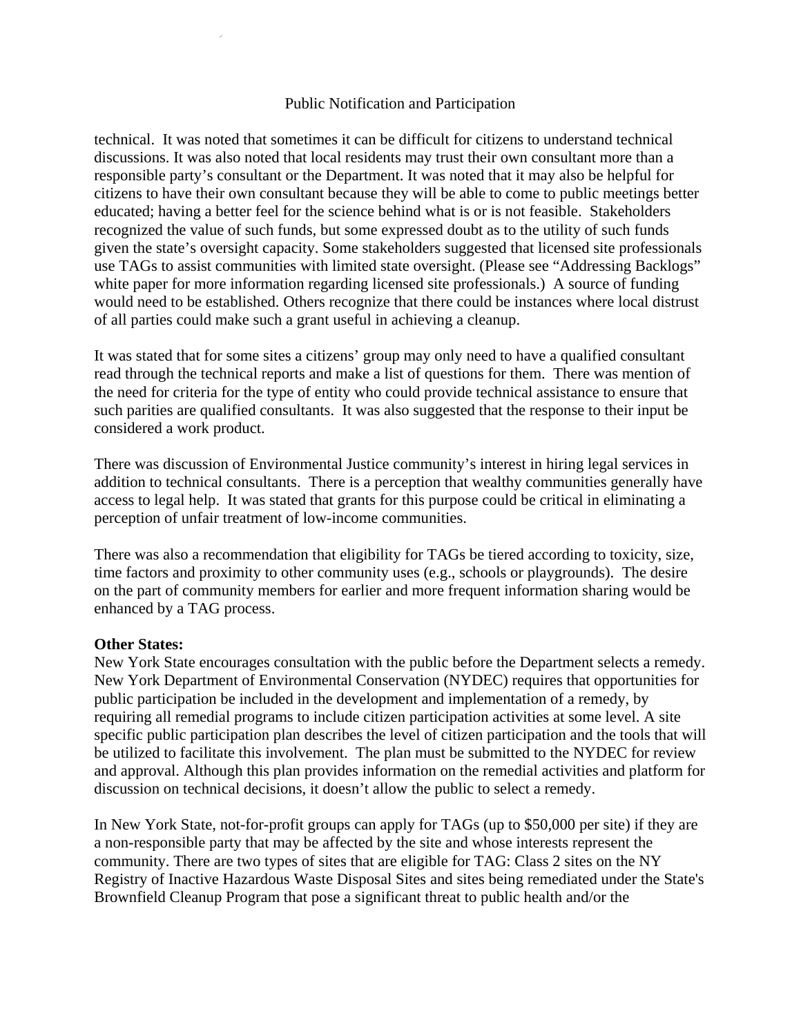technical. It was noted that sometimes it can be difficult for citizens to understand technical discussions. It was also noted that local residents may trust their own consultant more than a responsible party's consultant or the Department. It was noted that it may also be helpful for citizens to have their own consultant because they will be able to come to public meetings better educated; having a better feel for the science behind what is or is not feasible. Stakeholders recognized the value of such funds, but some expressed doubt as to the utility of such funds given the state's oversight capacity. Some stakeholders suggested that licensed site professionals use TAGs to assist communities with limited state oversight. (Please see "Addressing Backlogs" white paper for more information regarding licensed site professionals.) A source of funding would need to be established. Others recognize that there could be instances where local distrust of all parties could make such a grant useful in achieving a cleanup.

It was stated that for some sites a citizens' group may only need to have a qualified consultant read through the technical reports and make a list of questions for them. There was mention of the need for criteria for the type of entity who could provide technical assistance to ensure that such parities are qualified consultants. It was also suggested that the response to their input be considered a work product.

There was discussion of Environmental Justice community's interest in hiring legal services in addition to technical consultants. There is a perception that wealthy communities generally have access to legal help. It was stated that grants for this purpose could be critical in eliminating a perception of unfair treatment of low-income communities.

There was also a recommendation that eligibility for TAGs be tiered according to toxicity, size, time factors and proximity to other community uses (e.g., schools or playgrounds). The desire on the part of community members for earlier and more frequent information sharing would be enhanced by a TAG process.

**Other States:**
New York State encourages consultation with the public before the Department selects a remedy. New York Department of Environmental Conservation (NYDEC) requires that opportunities for public participation be included in the development and implementation of a remedy, by requiring all remedial programs to include citizen participation activities at some level. A site specific public participation plan describes the level of citizen participation and the tools that will be utilized to facilitate this involvement. The plan must be submitted to the NYDEC for review and approval. Although this plan provides information on the remedial activities and platform for discussion on technical decisions, it doesn't allow the public to select a remedy.

In New York State, not-for-profit groups can apply for TAGs (up to $50,000 per site) if they are a non-responsible party that may be affected by the site and whose interests represent the community. There are two types of sites that are eligible for TAG: Class 2 sites on the NY Registry of Inactive Hazardous Waste Disposal Sites and sites being remediated under the State's Brownfield Cleanup Program that pose a significant threat to public health and/or the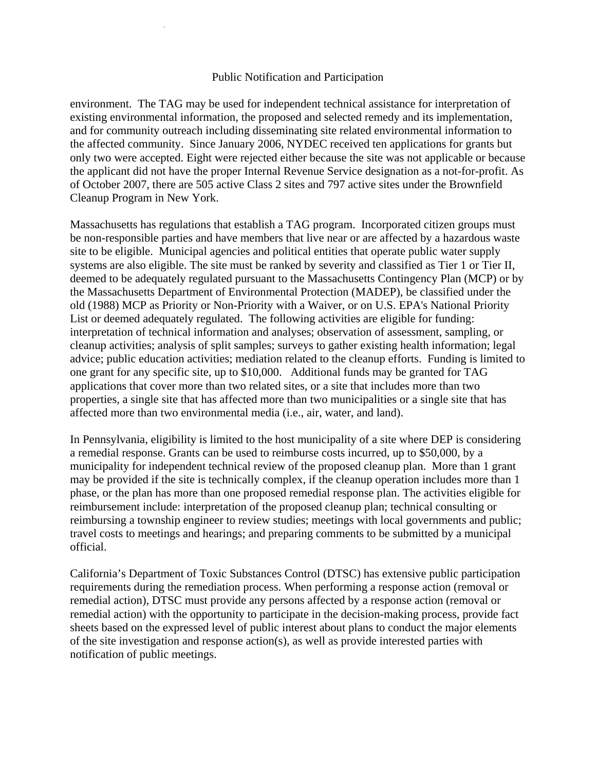environment. The TAG may be used for independent technical assistance for interpretation of existing environmental information, the proposed and selected remedy and its implementation, and for community outreach including disseminating site related environmental information to the affected community. Since January 2006, NYDEC received ten applications for grants but only two were accepted. Eight were rejected either because the site was not applicable or because the applicant did not have the proper Internal Revenue Service designation as a not-for-profit. As of October 2007, there are 505 active Class 2 sites and 797 active sites under the Brownfield Cleanup Program in New York.

Massachusetts has regulations that establish a TAG program. Incorporated citizen groups must be non-responsible parties and have members that live near or are affected by a hazardous waste site to be eligible. Municipal agencies and political entities that operate public water supply systems are also eligible. The site must be ranked by severity and classified as Tier 1 or Tier II, deemed to be adequately regulated pursuant to the Massachusetts Contingency Plan (MCP) or by the Massachusetts Department of Environmental Protection (MADEP), be classified under the old (1988) MCP as Priority or Non-Priority with a Waiver, or on U.S. EPA's National Priority List or deemed adequately regulated. The following activities are eligible for funding: interpretation of technical information and analyses; observation of assessment, sampling, or cleanup activities; analysis of split samples; surveys to gather existing health information; legal advice; public education activities; mediation related to the cleanup efforts. Funding is limited to one grant for any specific site, up to $10,000. Additional funds may be granted for TAG applications that cover more than two related sites, or a site that includes more than two properties, a single site that has affected more than two municipalities or a single site that has affected more than two environmental media (i.e., air, water, and land).

In Pennsylvania, eligibility is limited to the host municipality of a site where DEP is considering a remedial response. Grants can be used to reimburse costs incurred, up to $50,000, by a municipality for independent technical review of the proposed cleanup plan. More than 1 grant may be provided if the site is technically complex, if the cleanup operation includes more than 1 phase, or the plan has more than one proposed remedial response plan. The activities eligible for reimbursement include: interpretation of the proposed cleanup plan; technical consulting or reimbursing a township engineer to review studies; meetings with local governments and public; travel costs to meetings and hearings; and preparing comments to be submitted by a municipal official.

California's Department of Toxic Substances Control (DTSC) has extensive public participation requirements during the remediation process. When performing a response action (removal or remedial action), DTSC must provide any persons affected by a response action (removal or remedial action) with the opportunity to participate in the decision-making process, provide fact sheets based on the expressed level of public interest about plans to conduct the major elements of the site investigation and response action(s), as well as provide interested parties with notification of public meetings.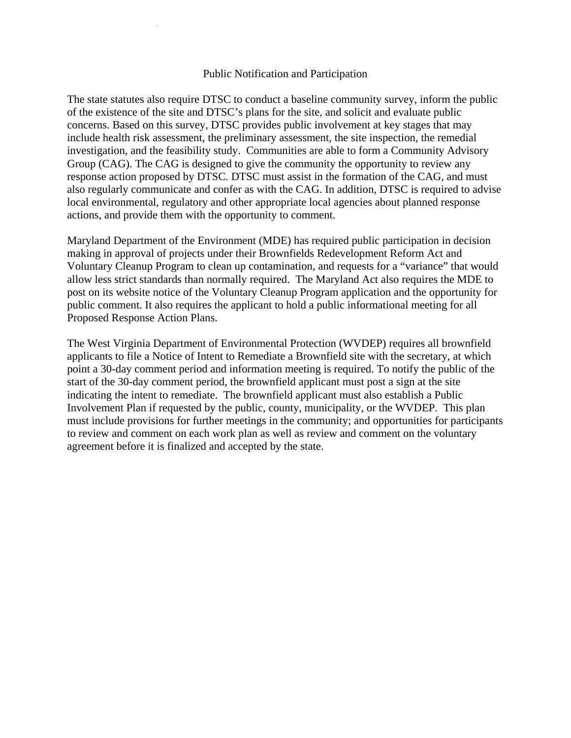## Public Notification and Participation

The state statutes also require DTSC to conduct a baseline community survey, inform the public of the existence of the site and DTSC's plans for the site, and solicit and evaluate public concerns. Based on this survey, DTSC provides public involvement at key stages that may include health risk assessment, the preliminary assessment, the site inspection, the remedial investigation, and the feasibility study. Communities are able to form a Community Advisory Group (CAG). The CAG is designed to give the community the opportunity to review any response action proposed by DTSC. DTSC must assist in the formation of the CAG, and must also regularly communicate and confer as with the CAG. In addition, DTSC is required to advise local environmental, regulatory and other appropriate local agencies about planned response actions, and provide them with the opportunity to comment.

Maryland Department of the Environment (MDE) has required public participation in decision making in approval of projects under their Brownfields Redevelopment Reform Act and Voluntary Cleanup Program to clean up contamination, and requests for a "variance" that would allow less strict standards than normally required. The Maryland Act also requires the MDE to post on its website notice of the Voluntary Cleanup Program application and the opportunity for public comment. It also requires the applicant to hold a public informational meeting for all Proposed Response Action Plans.

The West Virginia Department of Environmental Protection (WVDEP) requires all brownfield applicants to file a Notice of Intent to Remediate a Brownfield site with the secretary, at which point a 30-day comment period and information meeting is required. To notify the public of the start of the 30-day comment period, the brownfield applicant must post a sign at the site indicating the intent to remediate. The brownfield applicant must also establish a Public Involvement Plan if requested by the public, county, municipality, or the WVDEP. This plan must include provisions for further meetings in the community; and opportunities for participants to review and comment on each work plan as well as review and comment on the voluntary agreement before it is finalized and accepted by the state.